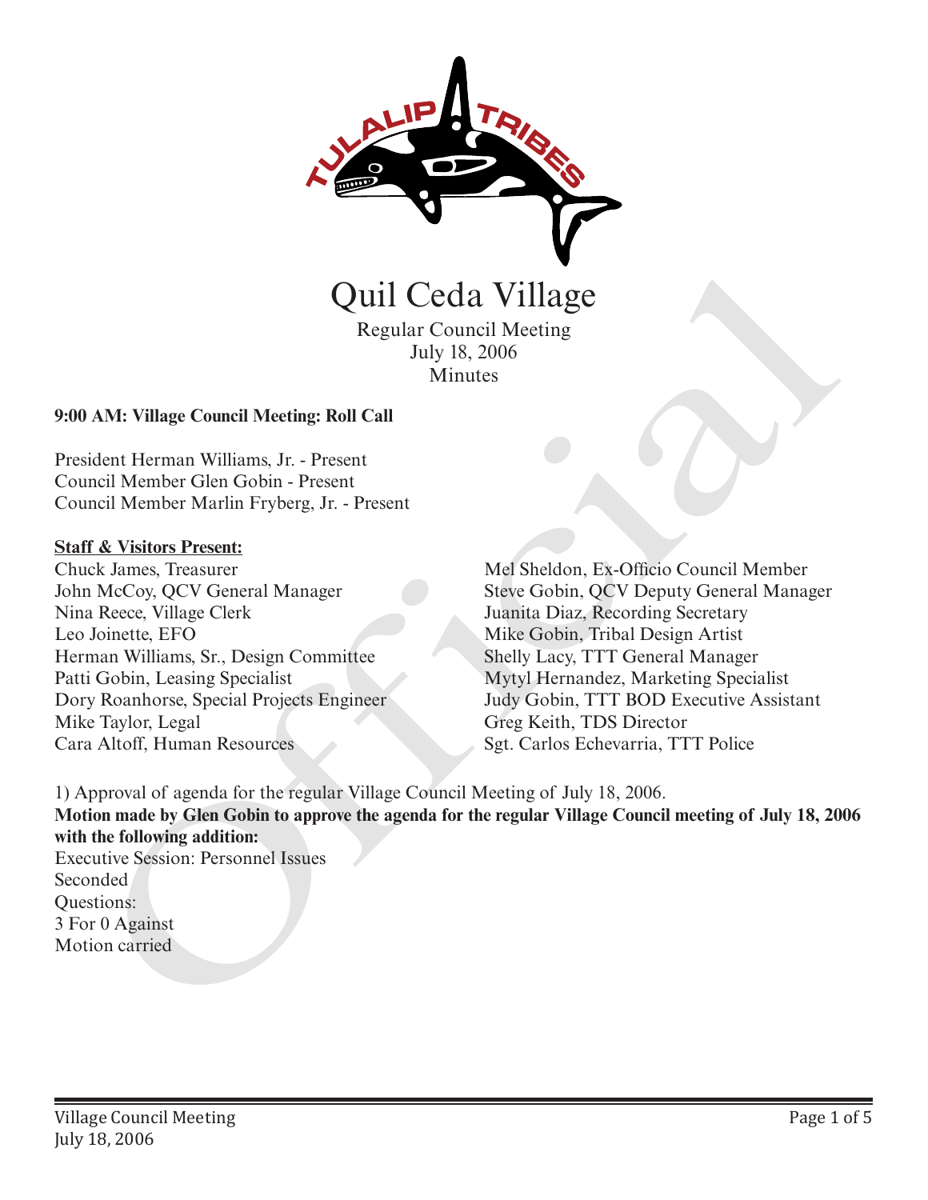# Quil Ceda Village

Regular Council Meeting
July 18, 2006
Minutes

**9:00 AM: Village Council Meeting: Roll Call**

President Herman Williams, Jr. - Present
Council Member Glen Gobin - Present
Council Member Marlin Fryberg, Jr. - Present

**Staff & Visitors Present:**

Chuck James, Treasurer
John McCoy, QCV General Manager
Nina Reece, Village Clerk
Leo Joinette, EFO
Herman Williams, Sr., Design Committee
Patti Gobin, Leasing Specialist
Dory Roanhorse, Special Projects Engineer
Mike Taylor, Legal
Cara Altoff, Human Resources
Mel Sheldon, Ex-Officio Council Member
Steve Gobin, QCV Deputy General Manager
Juanita Diaz, Recording Secretary
Mike Gobin, Tribal Design Artist
Shelly Lacy, TTT General Manager
Mytyl Hernandez, Marketing Specialist
Judy Gobin, TTT BOD Executive Assistant
Greg Keith, TDS Director
Sgt. Carlos Echevarria, TTT Police

1) Approval of agenda for the regular Village Council Meeting of July 18, 2006.

**Motion made by Glen Gobin to approve the agenda for the regular Village Council meeting of July 18, 2006 with the following addition:**

Executive Session: Personnel Issues
Seconded
Questions:
3 For 0 Against
Motion carried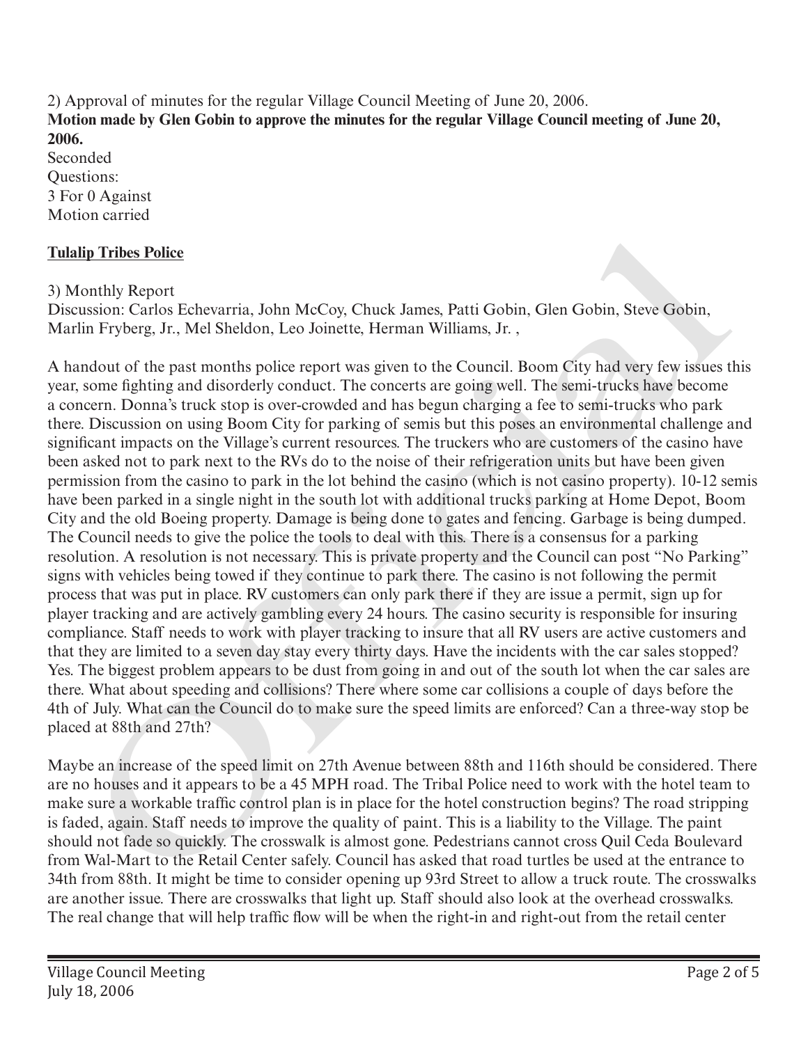2) Approval of minutes for the regular Village Council Meeting of June 20, 2006.

**Motion made by Glen Gobin to approve the minutes for the regular Village Council meeting of June 20, 2006.**

Seconded
Questions:
3 For 0 Against
Motion carried

**Tulalip Tribes Police**

3) Monthly Report

Discussion: Carlos Echevarria, John McCoy, Chuck James, Patti Gobin, Glen Gobin, Steve Gobin, Marlin Fryberg, Jr., Mel Sheldon, Leo Joinette, Herman Williams, Jr. ,

A handout of the past months police report was given to the Council. Boom City had very few issues this year, some fighting and disorderly conduct. The concerts are going well. The semi-trucks have become a concern. Donna's truck stop is over-crowded and has begun charging a fee to semi-trucks who park there. Discussion on using Boom City for parking of semis but this poses an environmental challenge and significant impacts on the Village's current resources. The truckers who are customers of the casino have been asked not to park next to the RVs do to the noise of their refrigeration units but have been given permission from the casino to park in the lot behind the casino (which is not casino property). 10-12 semis have been parked in a single night in the south lot with additional trucks parking at Home Depot, Boom City and the old Boeing property. Damage is being done to gates and fencing. Garbage is being dumped. The Council needs to give the police the tools to deal with this. There is a consensus for a parking resolution. A resolution is not necessary. This is private property and the Council can post "No Parking" signs with vehicles being towed if they continue to park there. The casino is not following the permit process that was put in place. RV customers can only park there if they are issue a permit, sign up for player tracking and are actively gambling every 24 hours. The casino security is responsible for insuring compliance. Staff needs to work with player tracking to insure that all RV users are active customers and that they are limited to a seven day stay every thirty days. Have the incidents with the car sales stopped? Yes. The biggest problem appears to be dust from going in and out of the south lot when the car sales are there. What about speeding and collisions? There where some car collisions a couple of days before the 4th of July. What can the Council do to make sure the speed limits are enforced? Can a three-way stop be placed at 88th and 27th?

Maybe an increase of the speed limit on 27th Avenue between 88th and 116th should be considered. There are no houses and it appears to be a 45 MPH road. The Tribal Police need to work with the hotel team to make sure a workable traffic control plan is in place for the hotel construction begins? The road stripping is faded, again. Staff needs to improve the quality of paint. This is a liability to the Village. The paint should not fade so quickly. The crosswalk is almost gone. Pedestrians cannot cross Quil Ceda Boulevard from Wal-Mart to the Retail Center safely. Council has asked that road turtles be used at the entrance to 34th from 88th. It might be time to consider opening up 93rd Street to allow a truck route. The crosswalks are another issue. There are crosswalks that light up. Staff should also look at the overhead crosswalks. The real change that will help traffic flow will be when the right-in and right-out from the retail center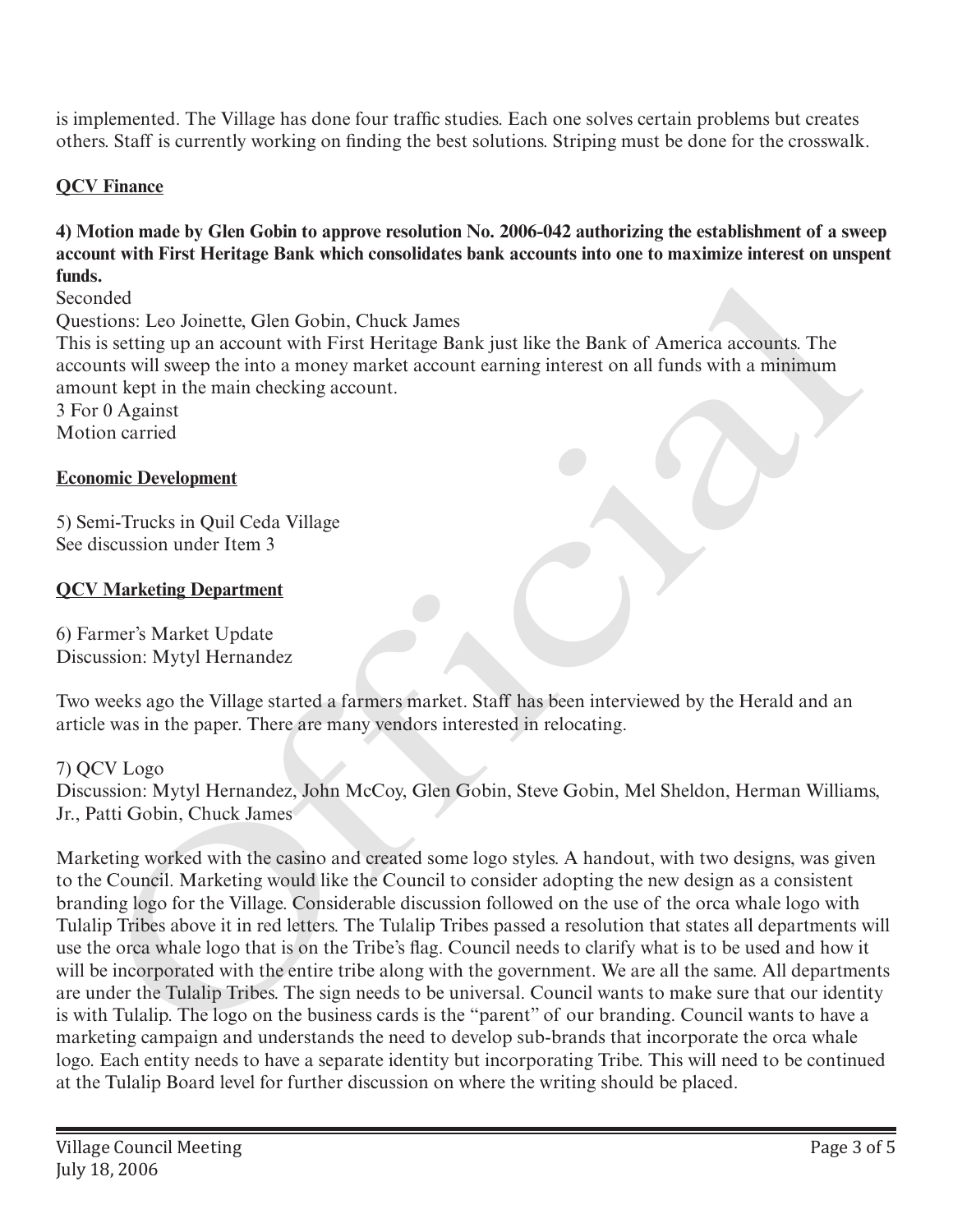is implemented. The Village has done four traffic studies. Each one solves certain problems but creates others. Staff is currently working on finding the best solutions. Striping must be done for the crosswalk.

**QCV Finance**

**4) Motion made by Glen Gobin to approve resolution No. 2006-042 authorizing the establishment of a sweep account with First Heritage Bank which consolidates bank accounts into one to maximize interest on unspent funds.**

Seconded
Questions: Leo Joinette, Glen Gobin, Chuck James
This is setting up an account with First Heritage Bank just like the Bank of America accounts. The accounts will sweep the into a money market account earning interest on all funds with a minimum amount kept in the main checking account.
3 For 0 Against
Motion carried

**Economic Development**

5) Semi-Trucks in Quil Ceda Village
See discussion under Item 3

**QCV Marketing Department**

6) Farmer's Market Update
Discussion: Mytyl Hernandez

Two weeks ago the Village started a farmers market. Staff has been interviewed by the Herald and an article was in the paper. There are many vendors interested in relocating.

7) QCV Logo
Discussion: Mytyl Hernandez, John McCoy, Glen Gobin, Steve Gobin, Mel Sheldon, Herman Williams, Jr., Patti Gobin, Chuck James

Marketing worked with the casino and created some logo styles. A handout, with two designs, was given to the Council. Marketing would like the Council to consider adopting the new design as a consistent branding logo for the Village. Considerable discussion followed on the use of the orca whale logo with Tulalip Tribes above it in red letters. The Tulalip Tribes passed a resolution that states all departments will use the orca whale logo that is on the Tribe's flag. Council needs to clarify what is to be used and how it will be incorporated with the entire tribe along with the government. We are all the same. All departments are under the Tulalip Tribes. The sign needs to be universal. Council wants to make sure that our identity is with Tulalip. The logo on the business cards is the "parent" of our branding. Council wants to have a marketing campaign and understands the need to develop sub-brands that incorporate the orca whale logo. Each entity needs to have a separate identity but incorporating Tribe. This will need to be continued at the Tulalip Board level for further discussion on where the writing should be placed.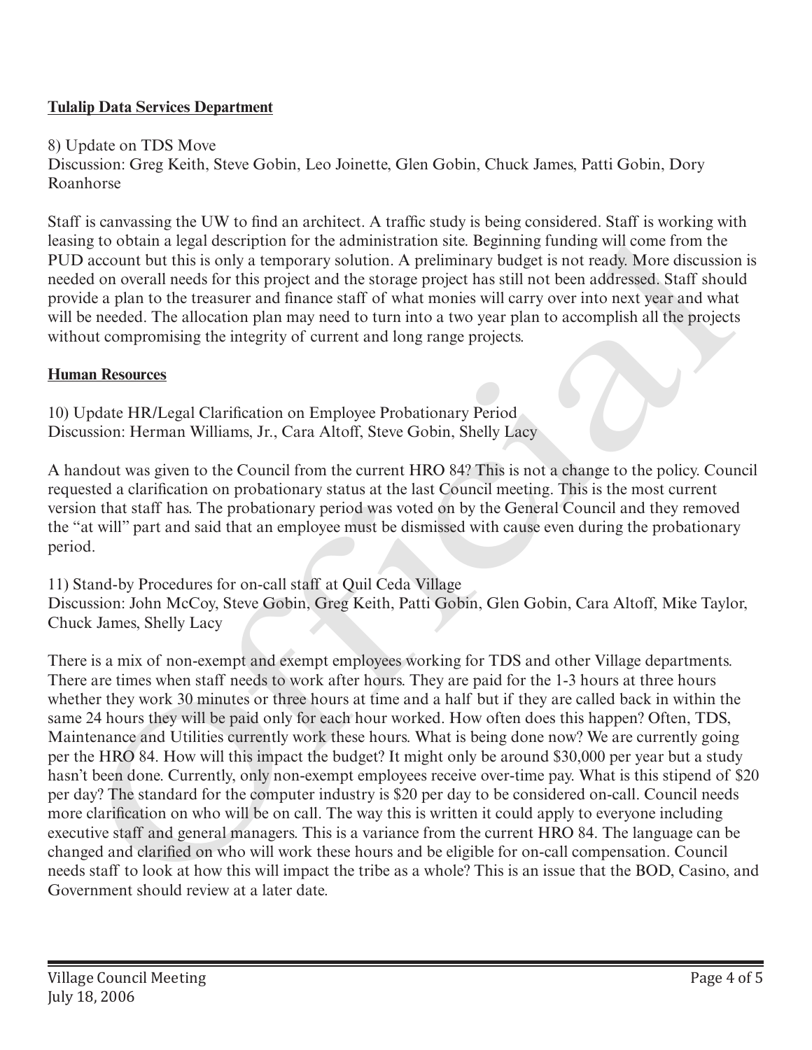**Tulalip Data Services Department**

8) Update on TDS Move
Discussion: Greg Keith, Steve Gobin, Leo Joinette, Glen Gobin, Chuck James, Patti Gobin, Dory Roanhorse

Staff is canvassing the UW to find an architect. A traffic study is being considered. Staff is working with leasing to obtain a legal description for the administration site. Beginning funding will come from the PUD account but this is only a temporary solution. A preliminary budget is not ready. More discussion is needed on overall needs for this project and the storage project has still not been addressed. Staff should provide a plan to the treasurer and finance staff of what monies will carry over into next year and what will be needed. The allocation plan may need to turn into a two year plan to accomplish all the projects without compromising the integrity of current and long range projects.

**Human Resources**

10) Update HR/Legal Clarification on Employee Probationary Period
Discussion: Herman Williams, Jr., Cara Altoff, Steve Gobin, Shelly Lacy

A handout was given to the Council from the current HRO 84? This is not a change to the policy. Council requested a clarification on probationary status at the last Council meeting. This is the most current version that staff has. The probationary period was voted on by the General Council and they removed the "at will" part and said that an employee must be dismissed with cause even during the probationary period.

11) Stand-by Procedures for on-call staff at Quil Ceda Village
Discussion: John McCoy, Steve Gobin, Greg Keith, Patti Gobin, Glen Gobin, Cara Altoff, Mike Taylor, Chuck James, Shelly Lacy

There is a mix of non-exempt and exempt employees working for TDS and other Village departments. There are times when staff needs to work after hours. They are paid for the 1-3 hours at three hours whether they work 30 minutes or three hours at time and a half but if they are called back in within the same 24 hours they will be paid only for each hour worked. How often does this happen? Often, TDS, Maintenance and Utilities currently work these hours. What is being done now? We are currently going per the HRO 84. How will this impact the budget? It might only be around $30,000 per year but a study hasn't been done. Currently, only non-exempt employees receive over-time pay. What is this stipend of $20 per day? The standard for the computer industry is $20 per day to be considered on-call. Council needs more clarification on who will be on call. The way this is written it could apply to everyone including executive staff and general managers. This is a variance from the current HRO 84. The language can be changed and clarified on who will work these hours and be eligible for on-call compensation. Council needs staff to look at how this will impact the tribe as a whole? This is an issue that the BOD, Casino, and Government should review at a later date.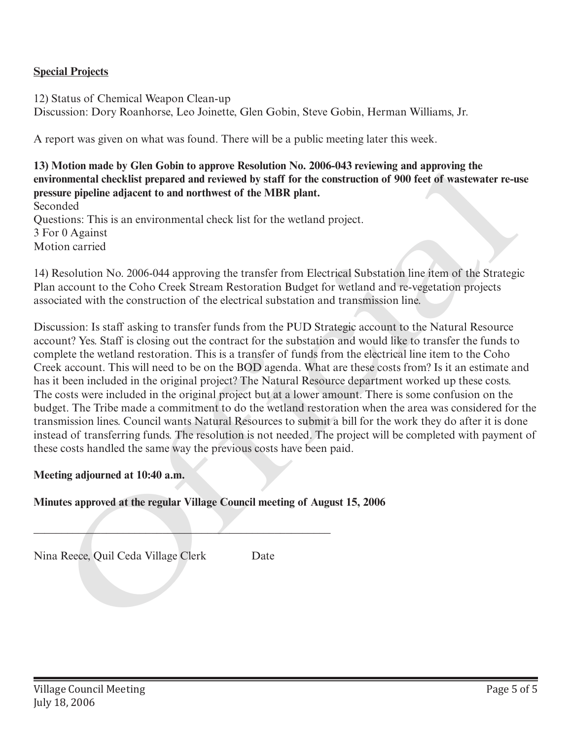**Special Projects**

12) Status of Chemical Weapon Clean-up
Discussion: Dory Roanhorse, Leo Joinette, Glen Gobin, Steve Gobin, Herman Williams, Jr.

A report was given on what was found. There will be a public meeting later this week.

**13) Motion made by Glen Gobin to approve Resolution No. 2006-043 reviewing and approving the environmental checklist prepared and reviewed by staff for the construction of 900 feet of wastewater re-use pressure pipeline adjacent to and northwest of the MBR plant.**
Seconded
Questions: This is an environmental check list for the wetland project.
3 For 0 Against
Motion carried

14) Resolution No. 2006-044 approving the transfer from Electrical Substation line item of the Strategic Plan account to the Coho Creek Stream Restoration Budget for wetland and re-vegetation projects associated with the construction of the electrical substation and transmission line.

Discussion: Is staff asking to transfer funds from the PUD Strategic account to the Natural Resource account? Yes. Staff is closing out the contract for the substation and would like to transfer the funds to complete the wetland restoration. This is a transfer of funds from the electrical line item to the Coho Creek account. This will need to be on the BOD agenda. What are these costs from? Is it an estimate and has it been included in the original project? The Natural Resource department worked up these costs. The costs were included in the original project but at a lower amount. There is some confusion on the budget. The Tribe made a commitment to do the wetland restoration when the area was considered for the transmission lines. Council wants Natural Resources to submit a bill for the work they do after it is done instead of transferring funds. The resolution is not needed. The project will be completed with payment of these costs handled the same way the previous costs have been paid.

**Meeting adjourned at 10:40 a.m.**

**Minutes approved at the regular Village Council meeting of August 15, 2006**

_______________________________________________________

Nina Reece, Quil Ceda Village Clerk Date